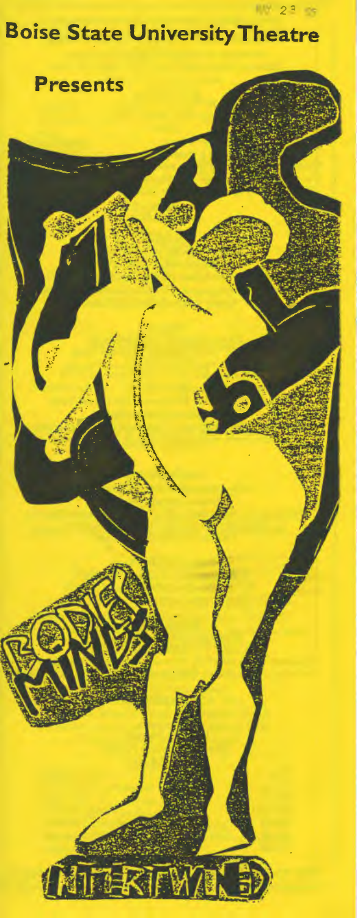# Boise State University Theatre

## Presents

BODIES MINDS

INTERTWINED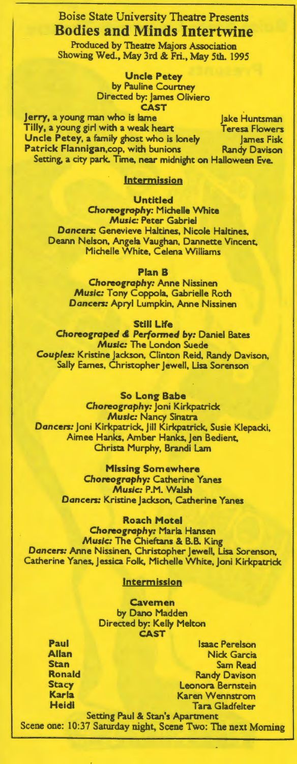# Boise State University Theatre Presents
# Bodies and Minds Intertwine

Produced by Theatre Majors Association
Showing Wed., May 3rd & Fri., May 5th. 1995

## Uncle Petey

by Pauline Courtney
Directed by: James Oliviero

**CAST**

| | |
|---|---|
| **Jerry**, a young man who is lame | Jake Huntsman |
| **Tilly**, a young girl with a weak heart | Teresa Flowers |
| **Uncle Petey**, a family ghost who is lonely | James Fisk |
| **Patrick Flannigan**, cop, with bunions | Randy Davison |

Setting, a city park. Time, near midnight on Halloween Eve.

**Intermission**

## Untitled

***Choreography:*** Michelle White
***Music:*** Peter Gabriel
***Dancers:*** Genevieve Haltines, Nicole Haltines, Deann Nelson, Angela Vaughan, Dannette Vincent, Michelle White, Celena Williams

## Plan B

***Choreography:*** Anne Nissinen
***Music:*** Tony Coppola, Gabrielle Roth
***Dancers:*** Apryl Lumpkin, Anne Nissinen

## Still Life

***Choreograped & Performed by:*** Daniel Bates
***Music:*** The London Suede
***Couples:*** Kristine Jackson, Clinton Reid, Randy Davison, Sally Eames, Christopher Jewell, Lisa Sorenson

## So Long Babe

***Choreography:*** Joni Kirkpatrick
***Music:*** Nancy Sinatra
***Dancers:*** Joni Kirkpatrick, Jill Kirkpatrick, Susie Klepacki, Aimee Hanks, Amber Hanks, Jen Bedient, Christa Murphy, Brandi Lam

## Missing Somewhere

***Choreography:*** Catherine Yanes
***Music:*** P.M. Walsh
***Dancers:*** Kristine Jackson, Catherine Yanes

## Roach Motel

***Choreography:*** Marla Hansen
***Music:*** The Chieftans & B.B. King
***Dancers:*** Anne Nissinen, Christopher Jewell, Lisa Sorenson, Catherine Yanes, Jessica Folk, Michelle White, Joni Kirkpatrick

**Intermission**

## Cavemen

by Dano Madden
Directed by: Kelly Melton

**CAST**

| | |
|---|---|
| **Paul** | Isaac Perelson |
| **Allan** | Nick Garcia |
| **Stan** | Sam Read |
| **Ronald** | Randy Davison |
| **Stacy** | Leonora Bernstein |
| **Karla** | Karen Wennstrom |
| **Heidi** | Tara Gladfelter |

Setting Paul & Stan's Apartment
Scene one: 10:37 Saturday night, Scene Two: The next Morning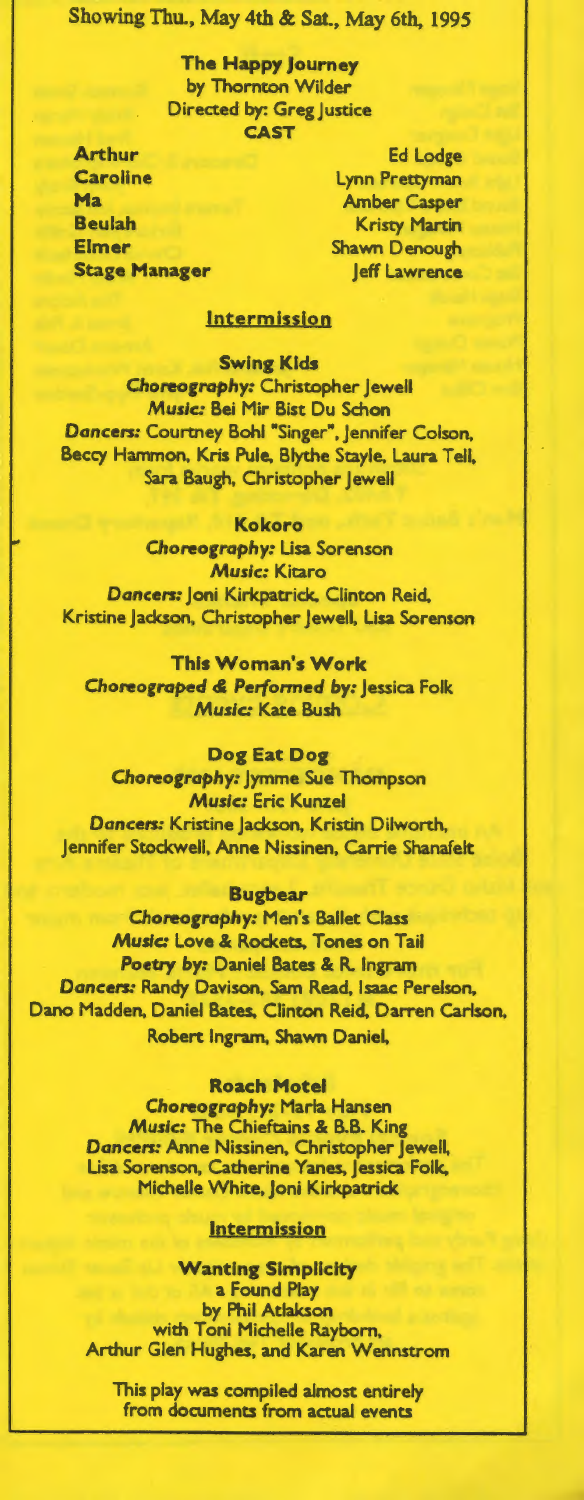Showing Thu., May 4th & Sat., May 6th, 1995

**The Happy Journey**
by Thornton Wilder
Directed by: Greg Justice

**CAST**

| | |
|---|---|
| **Arthur** | Ed Lodge |
| **Caroline** | Lynn Prettyman |
| **Ma** | Amber Casper |
| **Beulah** | Kristy Martin |
| **Elmer** | Shawn Denough |
| **Stage Manager** | Jeff Lawrence |

## Intermission

**Swing Kids**
*Choreography:* Christopher Jewell
*Music:* Bei Mir Bist Du Schon
*Dancers:* Courtney Bohl "Singer", Jennifer Colson, Beccy Hammon, Kris Pule, Blythe Stayle, Laura Tell, Sara Baugh, Christopher Jewell

**Kokoro**
*Choreography:* Lisa Sorenson
*Music:* Kitaro
*Dancers:* Joni Kirkpatrick, Clinton Reid, Kristine Jackson, Christopher Jewell, Lisa Sorenson

**This Woman's Work**
*Choreographed & Performed by:* Jessica Folk
*Music:* Kate Bush

**Dog Eat Dog**
*Choreography:* Jymme Sue Thompson
*Music:* Eric Kunzel
*Dancers:* Kristine Jackson, Kristin Dilworth, Jennifer Stockwell, Anne Nissinen, Carrie Shanafelt

**Bugbear**
*Choreography:* Men's Ballet Class
*Music:* Love & Rockets, Tones on Tail
*Poetry by:* Daniel Bates & R. Ingram
*Dancers:* Randy Davison, Sam Read, Isaac Perelson, Dano Madden, Daniel Bates, Clinton Reid, Darren Carlson, Robert Ingram, Shawn Daniel,

**Roach Motel**
*Choreography:* Marla Hansen
*Music:* The Chieftains & B.B. King
*Dancers:* Anne Nissinen, Christopher Jewell, Lisa Sorenson, Catherine Yanes, Jessica Folk, Michelle White, Joni Kirkpatrick

## Intermission

**Wanting Simplicity**
**a Found Play**
**by Phil Atlakson**
**with Toni Michelle Rayborn, Arthur Glen Hughes, and Karen Wennstrom**

This play was compiled almost entirely from documents from actual events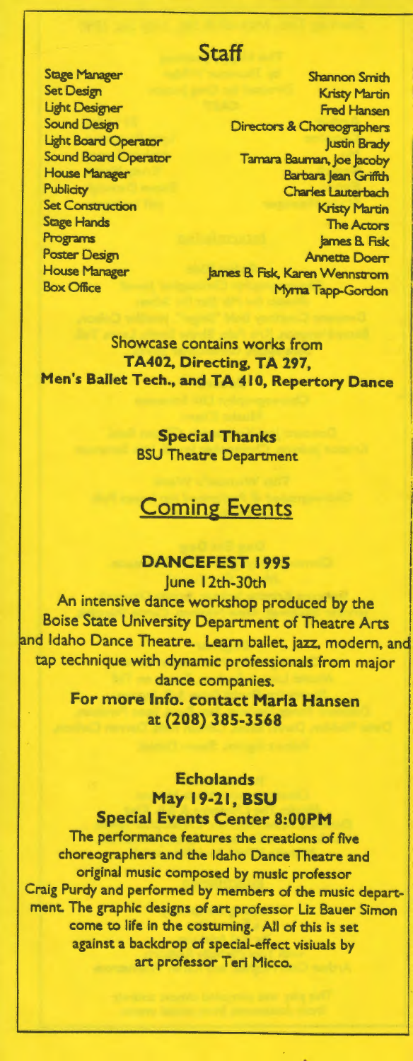## Staff

| | |
|---|---|
| Stage Manager | Shannon Smith |
| Set Design | Kristy Martin |
| Light Designer | Fred Hansen |
| Sound Design | Directors & Choreographers |
| Light Board Operator | Justin Brady |
| Sound Board Operator | Tamara Bauman, Joe Jacoby |
| House Manager | Barbara Jean Griffith |
| Publicity | Charles Lauterbach |
| Set Construction | Kristy Martin |
| Stage Hands | The Actors |
| Programs | James B. Fisk |
| Poster Design | Annette Doerr |
| House Manager | James B. Fisk, Karen Wennstrom |
| Box Office | Myrna Tapp-Gordon |

Showcase contains works from
**TA402, Directing, TA 297,**
**Men's Ballet Tech., and TA 410, Repertory Dance**

**Special Thanks**
BSU Theatre Department

## Coming Events

### DANCEFEST 1995

June 12th-30th

An intensive dance workshop produced by the Boise State University Department of Theatre Arts and Idaho Dance Theatre. Learn ballet, jazz, modern, and tap technique with dynamic professionals from major dance companies.

**For more Info. contact Marla Hansen at (208) 385-3568**

### Echolands

**May 19-21, BSU**
**Special Events Center 8:00PM**

The performance features the creations of five choreographers and the Idaho Dance Theatre and original music composed by music professor Craig Purdy and performed by members of the music department. The graphic designs of art professor Liz Bauer Simon come to life in the costuming. All of this is set against a backdrop of special-effect visiuals by art professor Teri Micco.